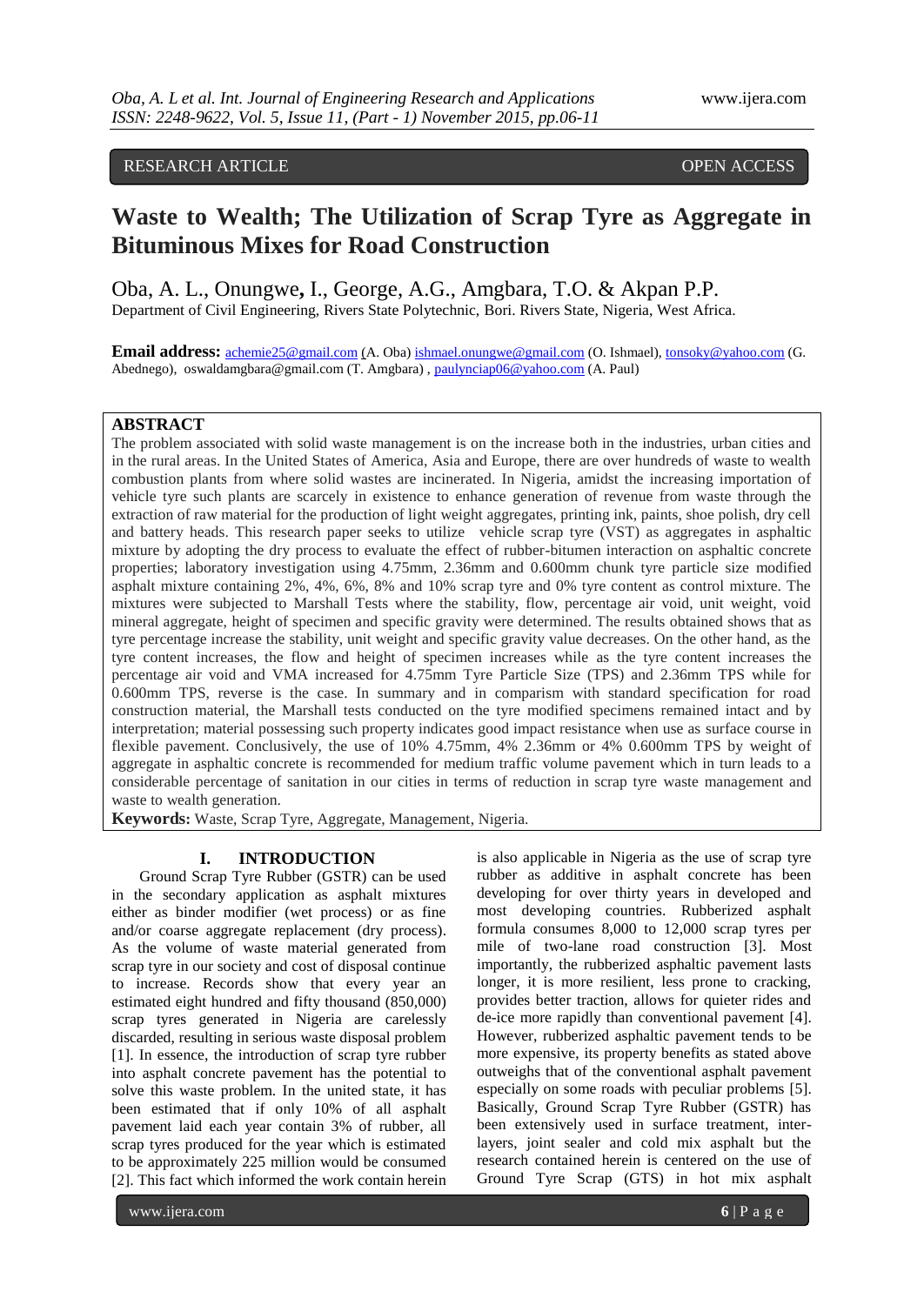RESEARCH ARTICLE OPEN ACCESS

# Waste to Wealth; The Utilization of Scrap Tyre as Aggregate in Bituminous Mixes for Road Construction

Oba, A. L., Onungwe, I., George, A.G., Amgbara, T.O. & Akpan P.P.

Department of Civil Engineering, Rivers State Polytechnic, Bori. Rivers State, Nigeria, West Africa.

**Email address:** achemie25@gmail.com (A. Oba) ishmael.onungwe@gmail.com (O. Ishmael), tonsoky@yahoo.com (G. Abednego), oswaldamgbara@gmail.com (T. Amgbara) , paulynciap06@yahoo.com (A. Paul)

## ABSTRACT

The problem associated with solid waste management is on the increase both in the industries, urban cities and in the rural areas. In the United States of America, Asia and Europe, there are over hundreds of waste to wealth combustion plants from where solid wastes are incinerated. In Nigeria, amidst the increasing importation of vehicle tyre such plants are scarcely in existence to enhance generation of revenue from waste through the extraction of raw material for the production of light weight aggregates, printing ink, paints, shoe polish, dry cell and battery heads. This research paper seeks to utilize vehicle scrap tyre (VST) as aggregates in asphaltic mixture by adopting the dry process to evaluate the effect of rubber-bitumen interaction on asphaltic concrete properties; laboratory investigation using 4.75mm, 2.36mm and 0.600mm chunk tyre particle size modified asphalt mixture containing 2%, 4%, 6%, 8% and 10% scrap tyre and 0% tyre content as control mixture. The mixtures were subjected to Marshall Tests where the stability, flow, percentage air void, unit weight, void mineral aggregate, height of specimen and specific gravity were determined. The results obtained shows that as tyre percentage increase the stability, unit weight and specific gravity value decreases. On the other hand, as the tyre content increases, the flow and height of specimen increases while as the tyre content increases the percentage air void and VMA increased for 4.75mm Tyre Particle Size (TPS) and 2.36mm TPS while for 0.600mm TPS, reverse is the case. In summary and in comparism with standard specification for road construction material, the Marshall tests conducted on the tyre modified specimens remained intact and by interpretation; material possessing such property indicates good impact resistance when use as surface course in flexible pavement. Conclusively, the use of 10% 4.75mm, 4% 2.36mm or 4% 0.600mm TPS by weight of aggregate in asphaltic concrete is recommended for medium traffic volume pavement which in turn leads to a considerable percentage of sanitation in our cities in terms of reduction in scrap tyre waste management and waste to wealth generation.

**Keywords:** Waste, Scrap Tyre, Aggregate, Management, Nigeria.

## I. INTRODUCTION

Ground Scrap Tyre Rubber (GSTR) can be used in the secondary application as asphalt mixtures either as binder modifier (wet process) or as fine and/or coarse aggregate replacement (dry process). As the volume of waste material generated from scrap tyre in our society and cost of disposal continue to increase. Records show that every year an estimated eight hundred and fifty thousand (850,000) scrap tyres generated in Nigeria are carelessly discarded, resulting in serious waste disposal problem [1]. In essence, the introduction of scrap tyre rubber into asphalt concrete pavement has the potential to solve this waste problem. In the united state, it has been estimated that if only 10% of all asphalt pavement laid each year contain 3% of rubber, all scrap tyres produced for the year which is estimated to be approximately 225 million would be consumed [2]. This fact which informed the work contain herein is also applicable in Nigeria as the use of scrap tyre rubber as additive in asphalt concrete has been developing for over thirty years in developed and most developing countries. Rubberized asphalt formula consumes 8,000 to 12,000 scrap tyres per mile of two-lane road construction [3]. Most importantly, the rubberized asphaltic pavement lasts longer, it is more resilient, less prone to cracking, provides better traction, allows for quieter rides and de-ice more rapidly than conventional pavement [4]. However, rubberized asphaltic pavement tends to be more expensive, its property benefits as stated above outweighs that of the conventional asphalt pavement especially on some roads with peculiar problems [5]. Basically, Ground Scrap Tyre Rubber (GSTR) has been extensively used in surface treatment, inter-layers, joint sealer and cold mix asphalt but the research contained herein is centered on the use of Ground Tyre Scrap (GTS) in hot mix asphalt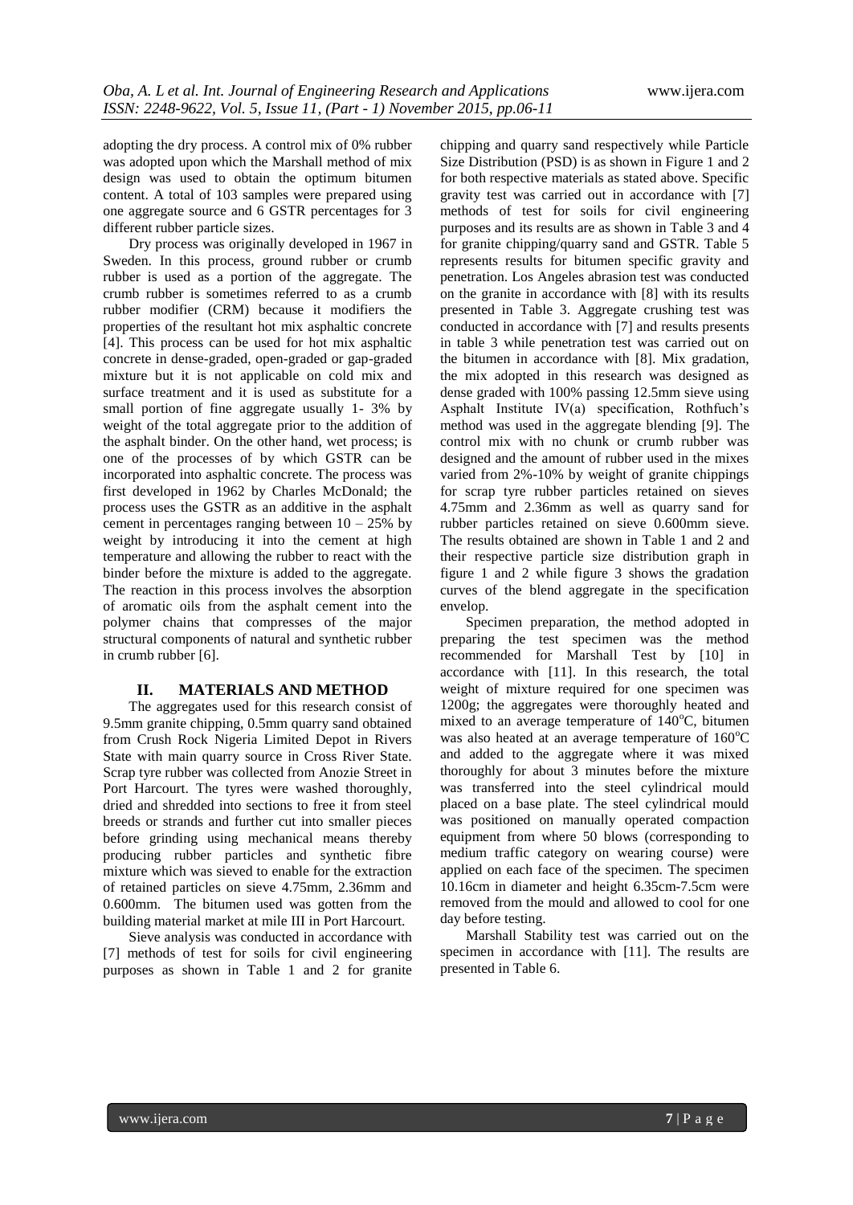adopting the dry process. A control mix of 0% rubber was adopted upon which the Marshall method of mix design was used to obtain the optimum bitumen content. A total of 103 samples were prepared using one aggregate source and 6 GSTR percentages for 3 different rubber particle sizes.

Dry process was originally developed in 1967 in Sweden. In this process, ground rubber or crumb rubber is used as a portion of the aggregate. The crumb rubber is sometimes referred to as a crumb rubber modifier (CRM) because it modifiers the properties of the resultant hot mix asphaltic concrete [4]. This process can be used for hot mix asphaltic concrete in dense-graded, open-graded or gap-graded mixture but it is not applicable on cold mix and surface treatment and it is used as substitute for a small portion of fine aggregate usually 1- 3% by weight of the total aggregate prior to the addition of the asphalt binder. On the other hand, wet process; is one of the processes of by which GSTR can be incorporated into asphaltic concrete. The process was first developed in 1962 by Charles McDonald; the process uses the GSTR as an additive in the asphalt cement in percentages ranging between 10 – 25% by weight by introducing it into the cement at high temperature and allowing the rubber to react with the binder before the mixture is added to the aggregate. The reaction in this process involves the absorption of aromatic oils from the asphalt cement into the polymer chains that compresses of the major structural components of natural and synthetic rubber in crumb rubber [6].

## II. MATERIALS AND METHOD

The aggregates used for this research consist of 9.5mm granite chipping, 0.5mm quarry sand obtained from Crush Rock Nigeria Limited Depot in Rivers State with main quarry source in Cross River State. Scrap tyre rubber was collected from Anozie Street in Port Harcourt. The tyres were washed thoroughly, dried and shredded into sections to free it from steel breeds or strands and further cut into smaller pieces before grinding using mechanical means thereby producing rubber particles and synthetic fibre mixture which was sieved to enable for the extraction of retained particles on sieve 4.75mm, 2.36mm and 0.600mm. The bitumen used was gotten from the building material market at mile III in Port Harcourt.

Sieve analysis was conducted in accordance with [7] methods of test for soils for civil engineering purposes as shown in Table 1 and 2 for granite chipping and quarry sand respectively while Particle Size Distribution (PSD) is as shown in Figure 1 and 2 for both respective materials as stated above. Specific gravity test was carried out in accordance with [7] methods of test for soils for civil engineering purposes and its results are as shown in Table 3 and 4 for granite chipping/quarry sand and GSTR. Table 5 represents results for bitumen specific gravity and penetration. Los Angeles abrasion test was conducted on the granite in accordance with [8] with its results presented in Table 3. Aggregate crushing test was conducted in accordance with [7] and results presents in table 3 while penetration test was carried out on the bitumen in accordance with [8]. Mix gradation, the mix adopted in this research was designed as dense graded with 100% passing 12.5mm sieve using Asphalt Institute IV(a) specification, Rothfuch's method was used in the aggregate blending [9]. The control mix with no chunk or crumb rubber was designed and the amount of rubber used in the mixes varied from 2%-10% by weight of granite chippings for scrap tyre rubber particles retained on sieves 4.75mm and 2.36mm as well as quarry sand for rubber particles retained on sieve 0.600mm sieve. The results obtained are shown in Table 1 and 2 and their respective particle size distribution graph in figure 1 and 2 while figure 3 shows the gradation curves of the blend aggregate in the specification envelop.

Specimen preparation, the method adopted in preparing the test specimen was the method recommended for Marshall Test by [10] in accordance with [11]. In this research, the total weight of mixture required for one specimen was 1200g; the aggregates were thoroughly heated and mixed to an average temperature of 140°C, bitumen was also heated at an average temperature of 160°C and added to the aggregate where it was mixed thoroughly for about 3 minutes before the mixture was transferred into the steel cylindrical mould placed on a base plate. The steel cylindrical mould was positioned on manually operated compaction equipment from where 50 blows (corresponding to medium traffic category on wearing course) were applied on each face of the specimen. The specimen 10.16cm in diameter and height 6.35cm-7.5cm were removed from the mould and allowed to cool for one day before testing.

Marshall Stability test was carried out on the specimen in accordance with [11]. The results are presented in Table 6.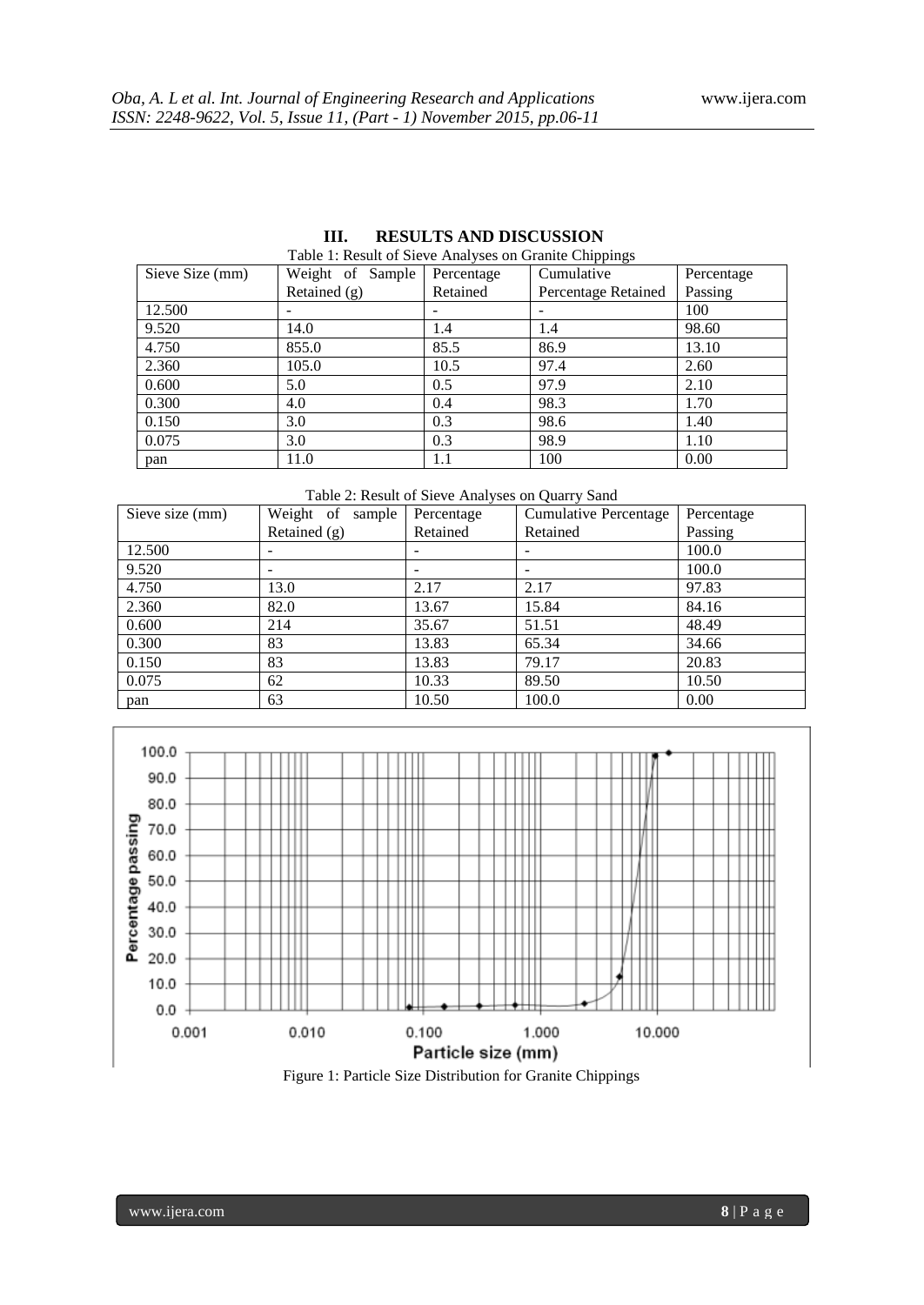## III. RESULTS AND DISCUSSION

Table 1: Result of Sieve Analyses on Granite Chippings

| Sieve Size (mm) | Weight of Sample Retained (g) | Percentage Retained | Cumulative Percentage Retained | Percentage Passing |
|---|---|---|---|---|
| 12.500 | - | - | - | 100 |
| 9.520 | 14.0 | 1.4 | 1.4 | 98.60 |
| 4.750 | 855.0 | 85.5 | 86.9 | 13.10 |
| 2.360 | 105.0 | 10.5 | 97.4 | 2.60 |
| 0.600 | 5.0 | 0.5 | 97.9 | 2.10 |
| 0.300 | 4.0 | 0.4 | 98.3 | 1.70 |
| 0.150 | 3.0 | 0.3 | 98.6 | 1.40 |
| 0.075 | 3.0 | 0.3 | 98.9 | 1.10 |
| pan | 11.0 | 1.1 | 100 | 0.00 |

Table 2: Result of Sieve Analyses on Quarry Sand

| Sieve size (mm) | Weight of sample Retained (g) | Percentage Retained | Cumulative Percentage Retained | Percentage Passing |
|---|---|---|---|---|
| 12.500 | - | - | - | 100.0 |
| 9.520 | - | - | - | 100.0 |
| 4.750 | 13.0 | 2.17 | 2.17 | 97.83 |
| 2.360 | 82.0 | 13.67 | 15.84 | 84.16 |
| 0.600 | 214 | 35.67 | 51.51 | 48.49 |
| 0.300 | 83 | 13.83 | 65.34 | 34.66 |
| 0.150 | 83 | 13.83 | 79.17 | 20.83 |
| 0.075 | 62 | 10.33 | 89.50 | 10.50 |
| pan | 63 | 10.50 | 100.0 | 0.00 |

Figure 1: Particle Size Distribution for Granite Chippings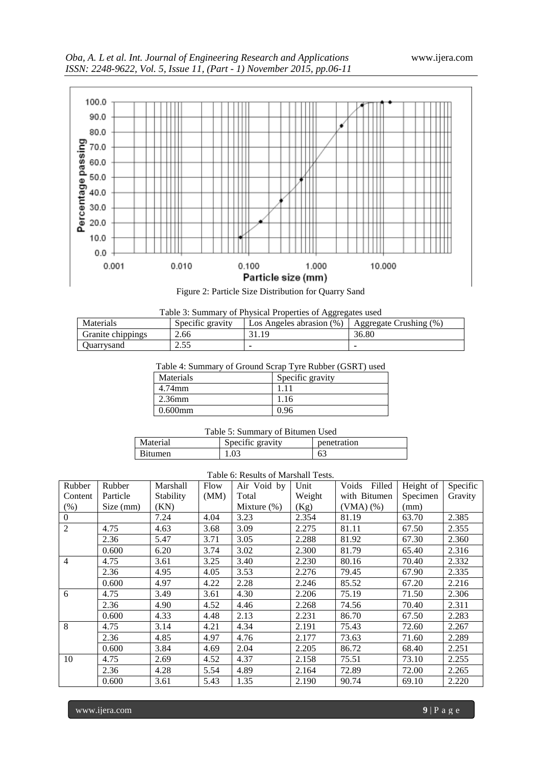Figure 2: Particle Size Distribution for Quarry Sand

Table 3: Summary of Physical Properties of Aggregates used

| Materials | Specific gravity | Los Angeles abrasion (%) | Aggregate Crushing (%) |
| --- | --- | --- | --- |
| Granite chippings | 2.66 | 31.19 | 36.80 |
| Quarrysand | 2.55 | - | - |

Table 4: Summary of Ground Scrap Tyre Rubber (GSRT) used

| Materials | Specific gravity |
| --- | --- |
| 4.74mm | 1.11 |
| 2.36mm | 1.16 |
| 0.600mm | 0.96 |

Table 5: Summary of Bitumen Used

| Material | Specific gravity | penetration |
| --- | --- | --- |
| Bitumen | 1.03 | 63 |

Table 6: Results of Marshall Tests.

| Rubber Content (%) | Rubber Particle Size (mm) | Marshall Stability (KN) | Flow (MM) | Air Void by Total Mixture (%) | Unit Weight (Kg) | Voids Filled with Bitumen (VMA) (%) | Height of Specimen (mm) | Specific Gravity |
| --- | --- | --- | --- | --- | --- | --- | --- | --- |
| 0 | | 7.24 | 4.04 | 3.23 | 2.354 | 81.19 | 63.70 | 2.385 |
| 2 | 4.75 | 4.63 | 3.68 | 3.09 | 2.275 | 81.11 | 67.50 | 2.355 |
| | 2.36 | 5.47 | 3.71 | 3.05 | 2.288 | 81.92 | 67.30 | 2.360 |
| | 0.600 | 6.20 | 3.74 | 3.02 | 2.300 | 81.79 | 65.40 | 2.316 |
| 4 | 4.75 | 3.61 | 3.25 | 3.40 | 2.230 | 80.16 | 70.40 | 2.332 |
| | 2.36 | 4.95 | 4.05 | 3.53 | 2.276 | 79.45 | 67.90 | 2.335 |
| | 0.600 | 4.97 | 4.22 | 2.28 | 2.246 | 85.52 | 67.20 | 2.216 |
| 6 | 4.75 | 3.49 | 3.61 | 4.30 | 2.206 | 75.19 | 71.50 | 2.306 |
| | 2.36 | 4.90 | 4.52 | 4.46 | 2.268 | 74.56 | 70.40 | 2.311 |
| | 0.600 | 4.33 | 4.48 | 2.13 | 2.231 | 86.70 | 67.50 | 2.283 |
| 8 | 4.75 | 3.14 | 4.21 | 4.34 | 2.191 | 75.43 | 72.60 | 2.267 |
| | 2.36 | 4.85 | 4.97 | 4.76 | 2.177 | 73.63 | 71.60 | 2.289 |
| | 0.600 | 3.84 | 4.69 | 2.04 | 2.205 | 86.72 | 68.40 | 2.251 |
| 10 | 4.75 | 2.69 | 4.52 | 4.37 | 2.158 | 75.51 | 73.10 | 2.255 |
| | 2.36 | 4.28 | 5.54 | 4.89 | 2.164 | 72.89 | 72.00 | 2.265 |
| | 0.600 | 3.61 | 5.43 | 1.35 | 2.190 | 90.74 | 69.10 | 2.220 |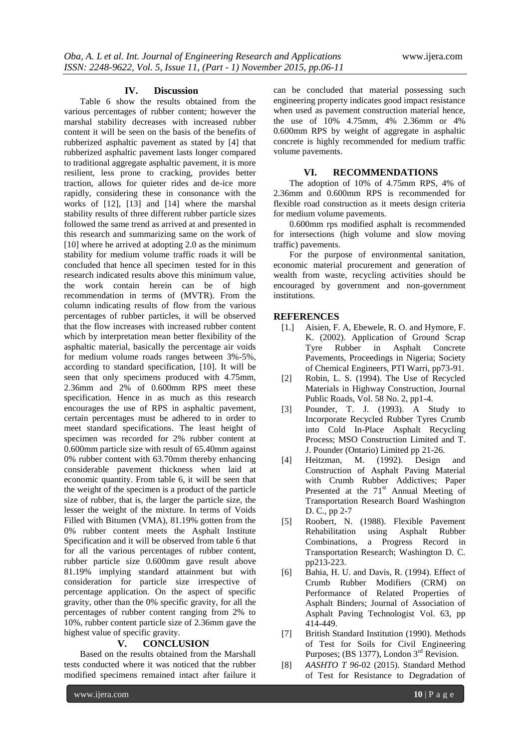## IV. Discussion

Table 6 show the results obtained from the various percentages of rubber content; however the marshal stability decreases with increased rubber content it will be seen on the basis of the benefits of rubberized asphaltic pavement as stated by [4] that rubberized asphaltic pavement lasts longer compared to traditional aggregate asphaltic pavement, it is more resilient, less prone to cracking, provides better traction, allows for quieter rides and de-ice more rapidly, considering these in consonance with the works of [12], [13] and [14] where the marshal stability results of three different rubber particle sizes followed the same trend as arrived at and presented in this research and summarizing same on the work of [10] where he arrived at adopting 2.0 as the minimum stability for medium volume traffic roads it will be concluded that hence all specimen tested for in this research indicated results above this minimum value, the work contain herein can be of high recommendation in terms of (MVTR). From the column indicating results of flow from the various percentages of rubber particles, it will be observed that the flow increases with increased rubber content which by interpretation mean better flexibility of the asphaltic material, basically the percentage air voids for medium volume roads ranges between 3%-5%, according to standard specification, [10]. It will be seen that only specimens produced with 4.75mm, 2.36mm and 2% of 0.600mm RPS meet these specification. Hence in as much as this research encourages the use of RPS in asphaltic pavement, certain percentages must be adhered to in order to meet standard specifications. The least height of specimen was recorded for 2% rubber content at 0.600mm particle size with result of 65.40mm against 0% rubber content with 63.70mm thereby enhancing considerable pavement thickness when laid at economic quantity. From table 6, it will be seen that the weight of the specimen is a product of the particle size of rubber, that is, the larger the particle size, the lesser the weight of the mixture. In terms of Voids Filled with Bitumen (VMA), 81.19% gotten from the 0% rubber content meets the Asphalt Institute Specification and it will be observed from table 6 that for all the various percentages of rubber content, rubber particle size 0.600mm gave result above 81.19% implying standard attainment but with consideration for particle size irrespective of percentage application. On the aspect of specific gravity, other than the 0% specific gravity, for all the percentages of rubber content ranging from 2% to 10%, rubber content particle size of 2.36mm gave the highest value of specific gravity.

## V. CONCLUSION

Based on the results obtained from the Marshall tests conducted where it was noticed that the rubber modified specimens remained intact after failure it can be concluded that material possessing such engineering property indicates good impact resistance when used as pavement construction material hence, the use of 10% 4.75mm, 4% 2.36mm or 4% 0.600mm RPS by weight of aggregate in asphaltic concrete is highly recommended for medium traffic volume pavements.

## VI. RECOMMENDATIONS

The adoption of 10% of 4.75mm RPS, 4% of 2.36mm and 0.600mm RPS is recommended for flexible road construction as it meets design criteria for medium volume pavements.

0.600mm rps modified asphalt is recommended for intersections (high volume and slow moving traffic) pavements.

For the purpose of environmental sanitation, economic material procurement and generation of wealth from waste, recycling activities should be encouraged by government and non-government institutions.

## REFERENCES

[1.] Aisien, F. A, Ebewele, R. O. and Hymore, F. K. (2002). Application of Ground Scrap Tyre Rubber in Asphalt Concrete Pavements, Proceedings in Nigeria; Society of Chemical Engineers, PTI Warri, pp73-91.

[2] Robin, L. S. (1994). The Use of Recycled Materials in Highway Construction, Journal Public Roads, Vol. 58 No. 2, pp1-4.

[3] Pounder, T. J. (1993). A Study to Incorporate Recycled Rubber Tyres Crumb into Cold In-Place Asphalt Recycling Process; MSO Construction Limited and T. J. Pounder (Ontario) Limited pp 21-26.

[4] Heitzman, M. (1992). Design and Construction of Asphalt Paving Material with Crumb Rubber Addictives; Paper Presented at the 71st Annual Meeting of Transportation Research Board Washington D. C., pp 2-7

[5] Roobert, N. (1988). Flexible Pavement Rehabilitation using Asphalt Rubber Combinations, a Progress Record in Transportation Research; Washington D. C. pp213-223.

[6] Bahia, H. U. and Davis, R. (1994). Effect of Crumb Rubber Modifiers (CRM) on Performance of Related Properties of Asphalt Binders; Journal of Association of Asphalt Paving Technologist Vol. 63, pp 414-449.

[7] British Standard Institution (1990). Methods of Test for Soils for Civil Engineering Purposes; (BS 1377), London 3rd Revision.

[8] *AASHTO T 96*-02 (2015). Standard Method of Test for Resistance to Degradation of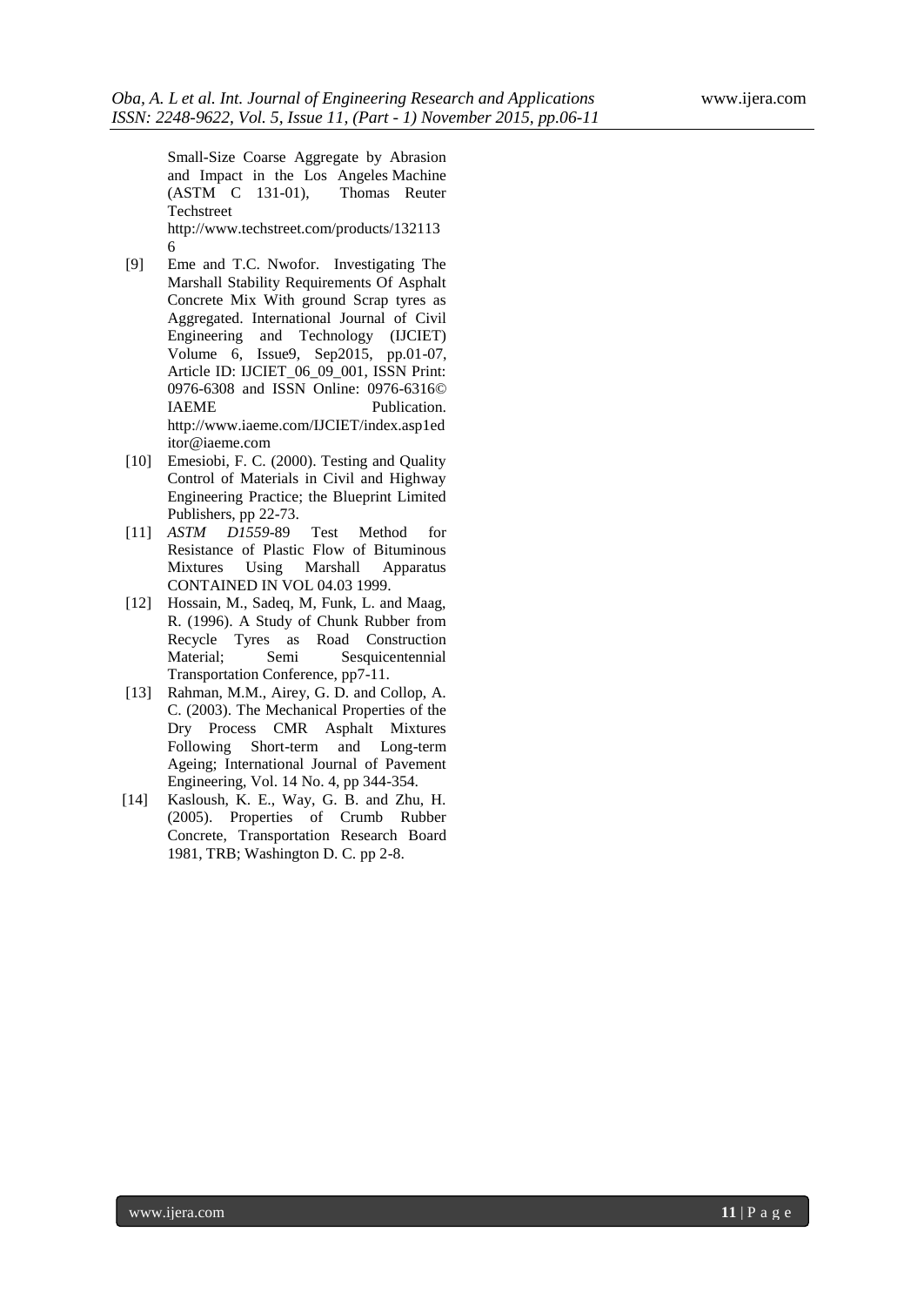Small-Size Coarse Aggregate by Abrasion and Impact in the Los Angeles Machine (ASTM C 131-01), Thomas Reuter Techstreet http://www.techstreet.com/products/1321136

[9] Eme and T.C. Nwofor. Investigating The Marshall Stability Requirements Of Asphalt Concrete Mix With ground Scrap tyres as Aggregated. International Journal of Civil Engineering and Technology (IJCIET) Volume 6, Issue9, Sep2015, pp.01-07, Article ID: IJCIET_06_09_001, ISSN Print: 0976-6308 and ISSN Online: 0976-6316© IAEME Publication. http://www.iaeme.com/IJCIET/index.asp1editor@iaeme.com

[10] Emesiobi, F. C. (2000). Testing and Quality Control of Materials in Civil and Highway Engineering Practice; the Blueprint Limited Publishers, pp 22-73.

[11] *ASTM D1559*-89 Test Method for Resistance of Plastic Flow of Bituminous Mixtures Using Marshall Apparatus CONTAINED IN VOL 04.03 1999.

[12] Hossain, M., Sadeq, M, Funk, L. and Maag, R. (1996). A Study of Chunk Rubber from Recycle Tyres as Road Construction Material; Semi Sesquicentennial Transportation Conference, pp7-11.

[13] Rahman, M.M., Airey, G. D. and Collop, A. C. (2003). The Mechanical Properties of the Dry Process CMR Asphalt Mixtures Following Short-term and Long-term Ageing; International Journal of Pavement Engineering, Vol. 14 No. 4, pp 344-354.

[14] Kasloush, K. E., Way, G. B. and Zhu, H. (2005). Properties of Crumb Rubber Concrete, Transportation Research Board 1981, TRB; Washington D. C. pp 2-8.